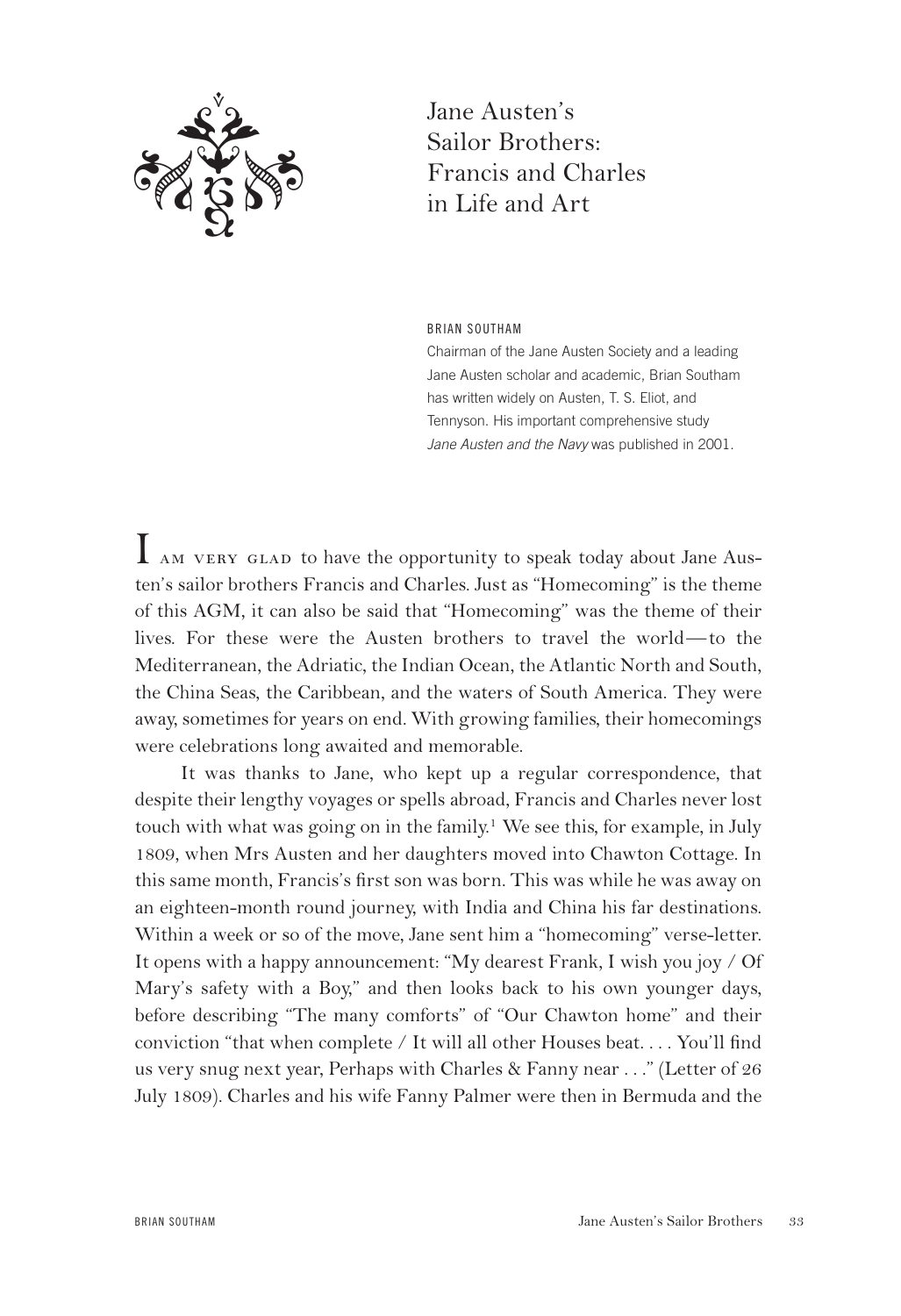# Jane Austen's Sailor Brothers: Francis and Charles in Life and Art

BRIAN SOUTHAM

Chairman of the Jane Austen Society and a leading Jane Austen scholar and academic, Brian Southam has written widely on Austen, T. S. Eliot, and Tennyson. His important comprehensive study *Jane Austen and the Navy* was published in 2001.

I am very glad to have the opportunity to speak today about Jane Austen's sailor brothers Francis and Charles. Just as "Homecoming" is the theme of this AGM, it can also be said that "Homecoming" was the theme of their lives. For these were the Austen brothers to travel the world—to the Mediterranean, the Adriatic, the Indian Ocean, the Atlantic North and South, the China Seas, the Caribbean, and the waters of South America. They were away, sometimes for years on end. With growing families, their homecomings were celebrations long awaited and memorable.

It was thanks to Jane, who kept up a regular correspondence, that despite their lengthy voyages or spells abroad, Francis and Charles never lost touch with what was going on in the family.[1] We see this, for example, in July 1809, when Mrs Austen and her daughters moved into Chawton Cottage. In this same month, Francis's first son was born. This was while he was away on an eighteen-month round journey, with India and China his far destinations. Within a week or so of the move, Jane sent him a "homecoming" verse-letter. It opens with a happy announcement: "My dearest Frank, I wish you joy / Of Mary's safety with a Boy," and then looks back to his own younger days, before describing "The many comforts" of "Our Chawton home" and their conviction "that when complete / It will all other Houses beat. . . . You'll find us very snug next year, Perhaps with Charles & Fanny near . . ." (Letter of 26 July 1809). Charles and his wife Fanny Palmer were then in Bermuda and the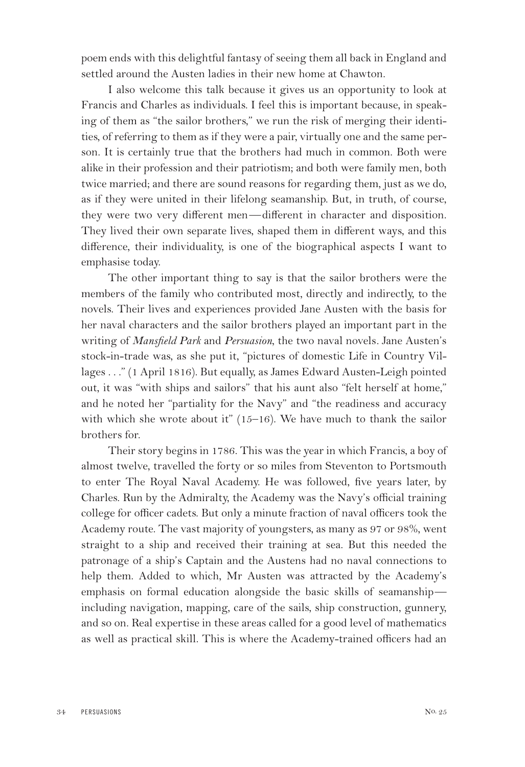poem ends with this delightful fantasy of seeing them all back in England and settled around the Austen ladies in their new home at Chawton.

I also welcome this talk because it gives us an opportunity to look at Francis and Charles as individuals. I feel this is important because, in speaking of them as "the sailor brothers," we run the risk of merging their identities, of referring to them as if they were a pair, virtually one and the same person. It is certainly true that the brothers had much in common. Both were alike in their profession and their patriotism; and both were family men, both twice married; and there are sound reasons for regarding them, just as we do, as if they were united in their lifelong seamanship. But, in truth, of course, they were two very different men—different in character and disposition. They lived their own separate lives, shaped them in different ways, and this difference, their individuality, is one of the biographical aspects I want to emphasise today.

The other important thing to say is that the sailor brothers were the members of the family who contributed most, directly and indirectly, to the novels. Their lives and experiences provided Jane Austen with the basis for her naval characters and the sailor brothers played an important part in the writing of *Mansfield Park* and *Persuasion*, the two naval novels. Jane Austen's stock-in-trade was, as she put it, "pictures of domestic Life in Country Villages . . ." (1 April 1816). But equally, as James Edward Austen-Leigh pointed out, it was "with ships and sailors" that his aunt also "felt herself at home," and he noted her "partiality for the Navy" and "the readiness and accuracy with which she wrote about it" (15–16). We have much to thank the sailor brothers for.

Their story begins in 1786. This was the year in which Francis, a boy of almost twelve, travelled the forty or so miles from Steventon to Portsmouth to enter The Royal Naval Academy. He was followed, five years later, by Charles. Run by the Admiralty, the Academy was the Navy's official training college for officer cadets. But only a minute fraction of naval officers took the Academy route. The vast majority of youngsters, as many as 97 or 98%, went straight to a ship and received their training at sea. But this needed the patronage of a ship's Captain and the Austens had no naval connections to help them. Added to which, Mr Austen was attracted by the Academy's emphasis on formal education alongside the basic skills of seamanship—including navigation, mapping, care of the sails, ship construction, gunnery, and so on. Real expertise in these areas called for a good level of mathematics as well as practical skill. This is where the Academy-trained officers had an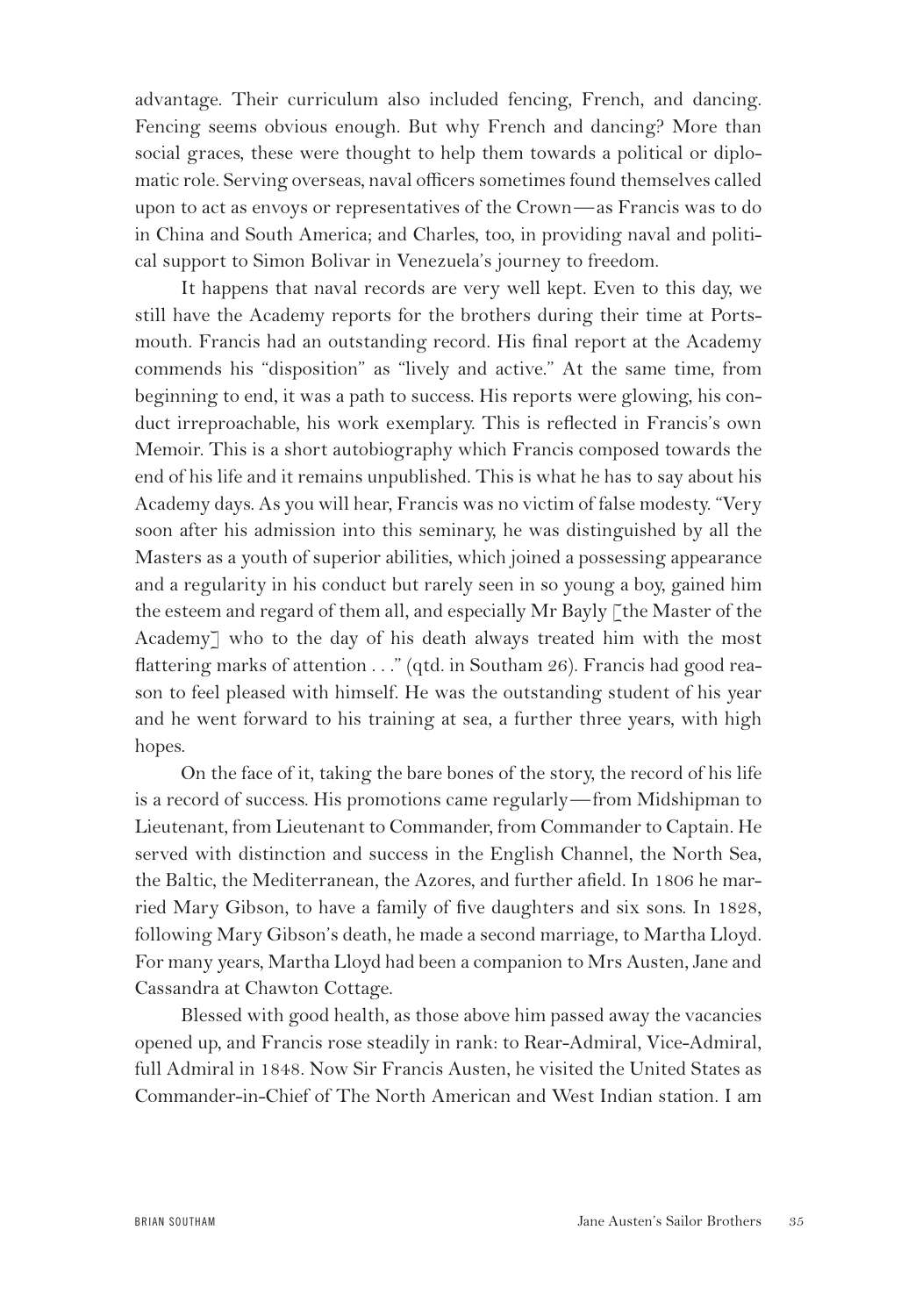advantage. Their curriculum also included fencing, French, and dancing. Fencing seems obvious enough. But why French and dancing? More than social graces, these were thought to help them towards a political or diplomatic role. Serving overseas, naval officers sometimes found themselves called upon to act as envoys or representatives of the Crown—as Francis was to do in China and South America; and Charles, too, in providing naval and political support to Simon Bolivar in Venezuela's journey to freedom.

It happens that naval records are very well kept. Even to this day, we still have the Academy reports for the brothers during their time at Portsmouth. Francis had an outstanding record. His final report at the Academy commends his "disposition" as "lively and active." At the same time, from beginning to end, it was a path to success. His reports were glowing, his conduct irreproachable, his work exemplary. This is reflected in Francis's own Memoir. This is a short autobiography which Francis composed towards the end of his life and it remains unpublished. This is what he has to say about his Academy days. As you will hear, Francis was no victim of false modesty. "Very soon after his admission into this seminary, he was distinguished by all the Masters as a youth of superior abilities, which joined a possessing appearance and a regularity in his conduct but rarely seen in so young a boy, gained him the esteem and regard of them all, and especially Mr Bayly [the Master of the Academy] who to the day of his death always treated him with the most flattering marks of attention . . ." (qtd. in Southam 26). Francis had good reason to feel pleased with himself. He was the outstanding student of his year and he went forward to his training at sea, a further three years, with high hopes.

On the face of it, taking the bare bones of the story, the record of his life is a record of success. His promotions came regularly—from Midshipman to Lieutenant, from Lieutenant to Commander, from Commander to Captain. He served with distinction and success in the English Channel, the North Sea, the Baltic, the Mediterranean, the Azores, and further afield. In 1806 he married Mary Gibson, to have a family of five daughters and six sons. In 1828, following Mary Gibson's death, he made a second marriage, to Martha Lloyd. For many years, Martha Lloyd had been a companion to Mrs Austen, Jane and Cassandra at Chawton Cottage.

Blessed with good health, as those above him passed away the vacancies opened up, and Francis rose steadily in rank: to Rear-Admiral, Vice-Admiral, full Admiral in 1848. Now Sir Francis Austen, he visited the United States as Commander-in-Chief of The North American and West Indian station. I am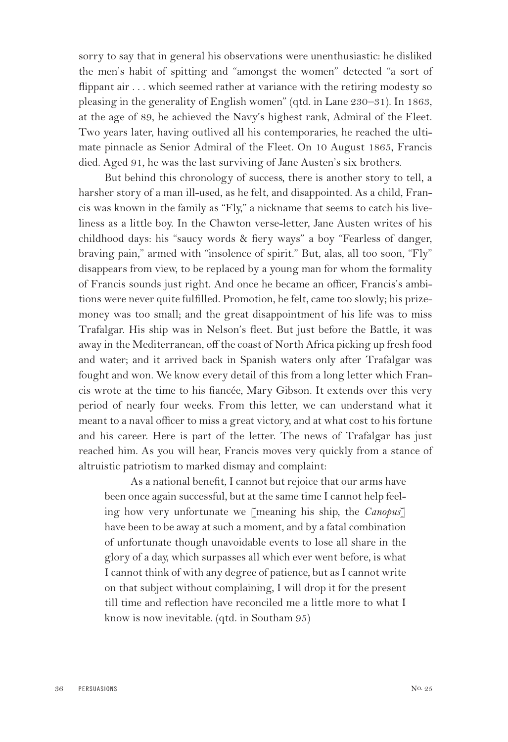sorry to say that in general his observations were unenthusiastic: he disliked the men's habit of spitting and "amongst the women" detected "a sort of flippant air . . . which seemed rather at variance with the retiring modesty so pleasing in the generality of English women" (qtd. in Lane 230–31). In 1863, at the age of 89, he achieved the Navy's highest rank, Admiral of the Fleet. Two years later, having outlived all his contemporaries, he reached the ultimate pinnacle as Senior Admiral of the Fleet. On 10 August 1865, Francis died. Aged 91, he was the last surviving of Jane Austen's six brothers.

But behind this chronology of success, there is another story to tell, a harsher story of a man ill-used, as he felt, and disappointed. As a child, Francis was known in the family as "Fly," a nickname that seems to catch his liveliness as a little boy. In the Chawton verse-letter, Jane Austen writes of his childhood days: his "saucy words & fiery ways" a boy "Fearless of danger, braving pain," armed with "insolence of spirit." But, alas, all too soon, "Fly" disappears from view, to be replaced by a young man for whom the formality of Francis sounds just right. And once he became an officer, Francis's ambitions were never quite fulfilled. Promotion, he felt, came too slowly; his prize-money was too small; and the great disappointment of his life was to miss Trafalgar. His ship was in Nelson's fleet. But just before the Battle, it was away in the Mediterranean, off the coast of North Africa picking up fresh food and water; and it arrived back in Spanish waters only after Trafalgar was fought and won. We know every detail of this from a long letter which Francis wrote at the time to his fiancée, Mary Gibson. It extends over this very period of nearly four weeks. From this letter, we can understand what it meant to a naval officer to miss a great victory, and at what cost to his fortune and his career. Here is part of the letter. The news of Trafalgar has just reached him. As you will hear, Francis moves very quickly from a stance of altruistic patriotism to marked dismay and complaint:

> As a national benefit, I cannot but rejoice that our arms have been once again successful, but at the same time I cannot help feeling how very unfortunate we [meaning his ship, the *Canopus*] have been to be away at such a moment, and by a fatal combination of unfortunate though unavoidable events to lose all share in the glory of a day, which surpasses all which ever went before, is what I cannot think of with any degree of patience, but as I cannot write on that subject without complaining, I will drop it for the present till time and reflection have reconciled me a little more to what I know is now inevitable. (qtd. in Southam 95)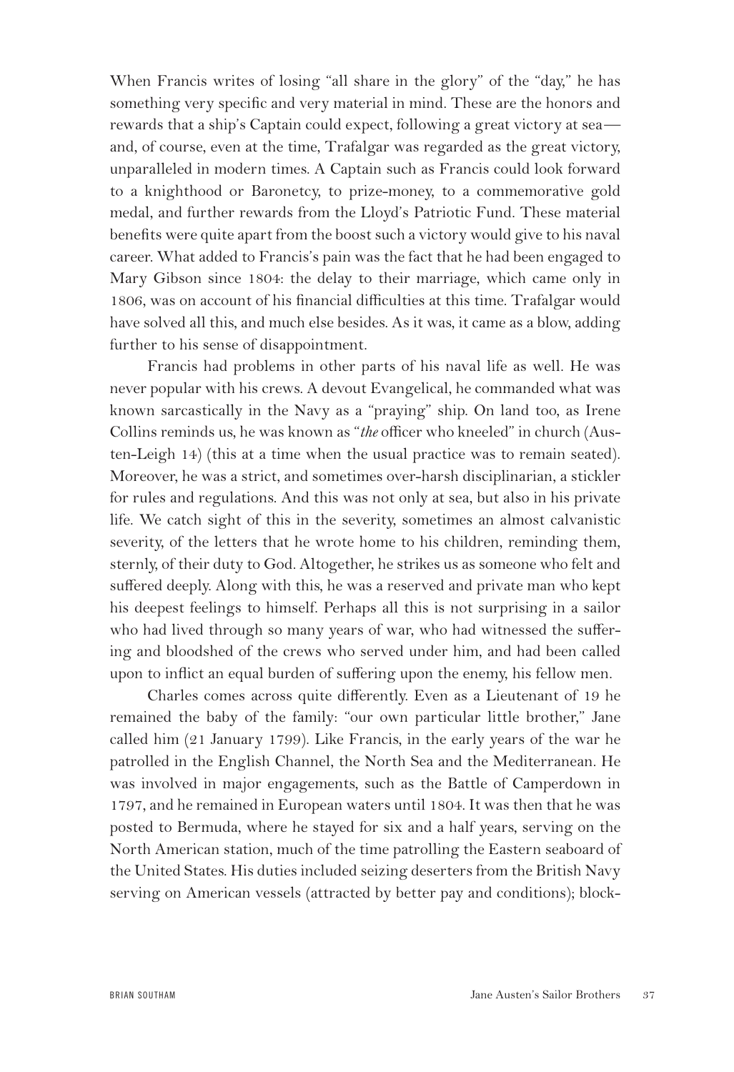When Francis writes of losing "all share in the glory" of the "day," he has something very specific and very material in mind. These are the honors and rewards that a ship's Captain could expect, following a great victory at sea—and, of course, even at the time, Trafalgar was regarded as the great victory, unparalleled in modern times. A Captain such as Francis could look forward to a knighthood or Baronetcy, to prize-money, to a commemorative gold medal, and further rewards from the Lloyd's Patriotic Fund. These material benefits were quite apart from the boost such a victory would give to his naval career. What added to Francis's pain was the fact that he had been engaged to Mary Gibson since 1804: the delay to their marriage, which came only in 1806, was on account of his financial difficulties at this time. Trafalgar would have solved all this, and much else besides. As it was, it came as a blow, adding further to his sense of disappointment.

Francis had problems in other parts of his naval life as well. He was never popular with his crews. A devout Evangelical, he commanded what was known sarcastically in the Navy as a "praying" ship. On land too, as Irene Collins reminds us, he was known as "*the* officer who kneeled" in church (Austen-Leigh 14) (this at a time when the usual practice was to remain seated). Moreover, he was a strict, and sometimes over-harsh disciplinarian, a stickler for rules and regulations. And this was not only at sea, but also in his private life. We catch sight of this in the severity, sometimes an almost calvanistic severity, of the letters that he wrote home to his children, reminding them, sternly, of their duty to God. Altogether, he strikes us as someone who felt and suffered deeply. Along with this, he was a reserved and private man who kept his deepest feelings to himself. Perhaps all this is not surprising in a sailor who had lived through so many years of war, who had witnessed the suffering and bloodshed of the crews who served under him, and had been called upon to inflict an equal burden of suffering upon the enemy, his fellow men.

Charles comes across quite differently. Even as a Lieutenant of 19 he remained the baby of the family: "our own particular little brother," Jane called him (21 January 1799). Like Francis, in the early years of the war he patrolled in the English Channel, the North Sea and the Mediterranean. He was involved in major engagements, such as the Battle of Camperdown in 1797, and he remained in European waters until 1804. It was then that he was posted to Bermuda, where he stayed for six and a half years, serving on the North American station, much of the time patrolling the Eastern seaboard of the United States. His duties included seizing deserters from the British Navy serving on American vessels (attracted by better pay and conditions); block-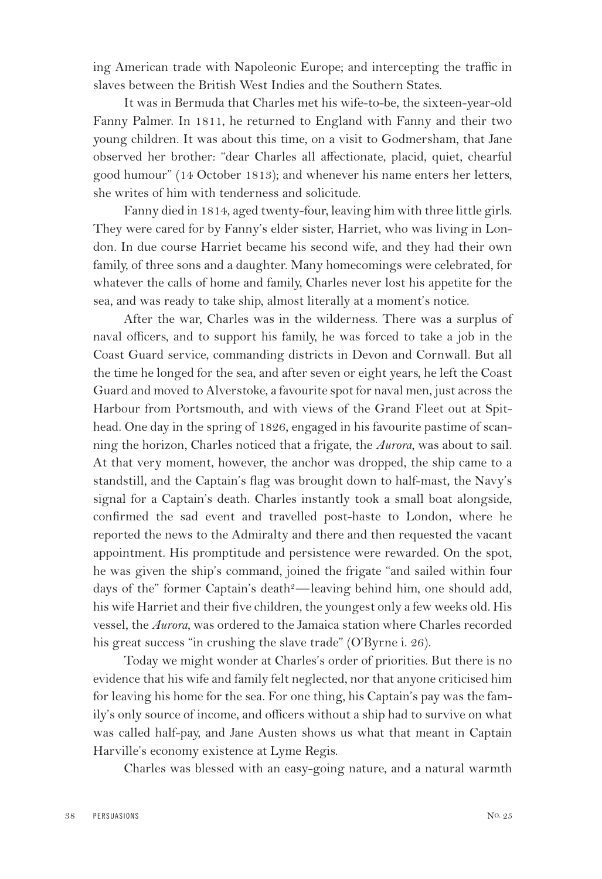ing American trade with Napoleonic Europe; and intercepting the traffic in slaves between the British West Indies and the Southern States.

It was in Bermuda that Charles met his wife-to-be, the sixteen-year-old Fanny Palmer. In 1811, he returned to England with Fanny and their two young children. It was about this time, on a visit to Godmersham, that Jane observed her brother: "dear Charles all affectionate, placid, quiet, chearful good humour" (14 October 1813); and whenever his name enters her letters, she writes of him with tenderness and solicitude.

Fanny died in 1814, aged twenty-four, leaving him with three little girls. They were cared for by Fanny's elder sister, Harriet, who was living in London. In due course Harriet became his second wife, and they had their own family, of three sons and a daughter. Many homecomings were celebrated, for whatever the calls of home and family, Charles never lost his appetite for the sea, and was ready to take ship, almost literally at a moment's notice.

After the war, Charles was in the wilderness. There was a surplus of naval officers, and to support his family, he was forced to take a job in the Coast Guard service, commanding districts in Devon and Cornwall. But all the time he longed for the sea, and after seven or eight years, he left the Coast Guard and moved to Alverstoke, a favourite spot for naval men, just across the Harbour from Portsmouth, and with views of the Grand Fleet out at Spithead. One day in the spring of 1826, engaged in his favourite pastime of scanning the horizon, Charles noticed that a frigate, the *Aurora*, was about to sail. At that very moment, however, the anchor was dropped, the ship came to a standstill, and the Captain's flag was brought down to half-mast, the Navy's signal for a Captain's death. Charles instantly took a small boat alongside, confirmed the sad event and travelled post-haste to London, where he reported the news to the Admiralty and there and then requested the vacant appointment. His promptitude and persistence were rewarded. On the spot, he was given the ship's command, joined the frigate "and sailed within four days of the" former Captain's death[2]—leaving behind him, one should add, his wife Harriet and their five children, the youngest only a few weeks old. His vessel, the *Aurora*, was ordered to the Jamaica station where Charles recorded his great success "in crushing the slave trade" (O'Byrne i. 26).

Today we might wonder at Charles's order of priorities. But there is no evidence that his wife and family felt neglected, nor that anyone criticised him for leaving his home for the sea. For one thing, his Captain's pay was the family's only source of income, and officers without a ship had to survive on what was called half-pay, and Jane Austen shows us what that meant in Captain Harville's economy existence at Lyme Regis.

Charles was blessed with an easy-going nature, and a natural warmth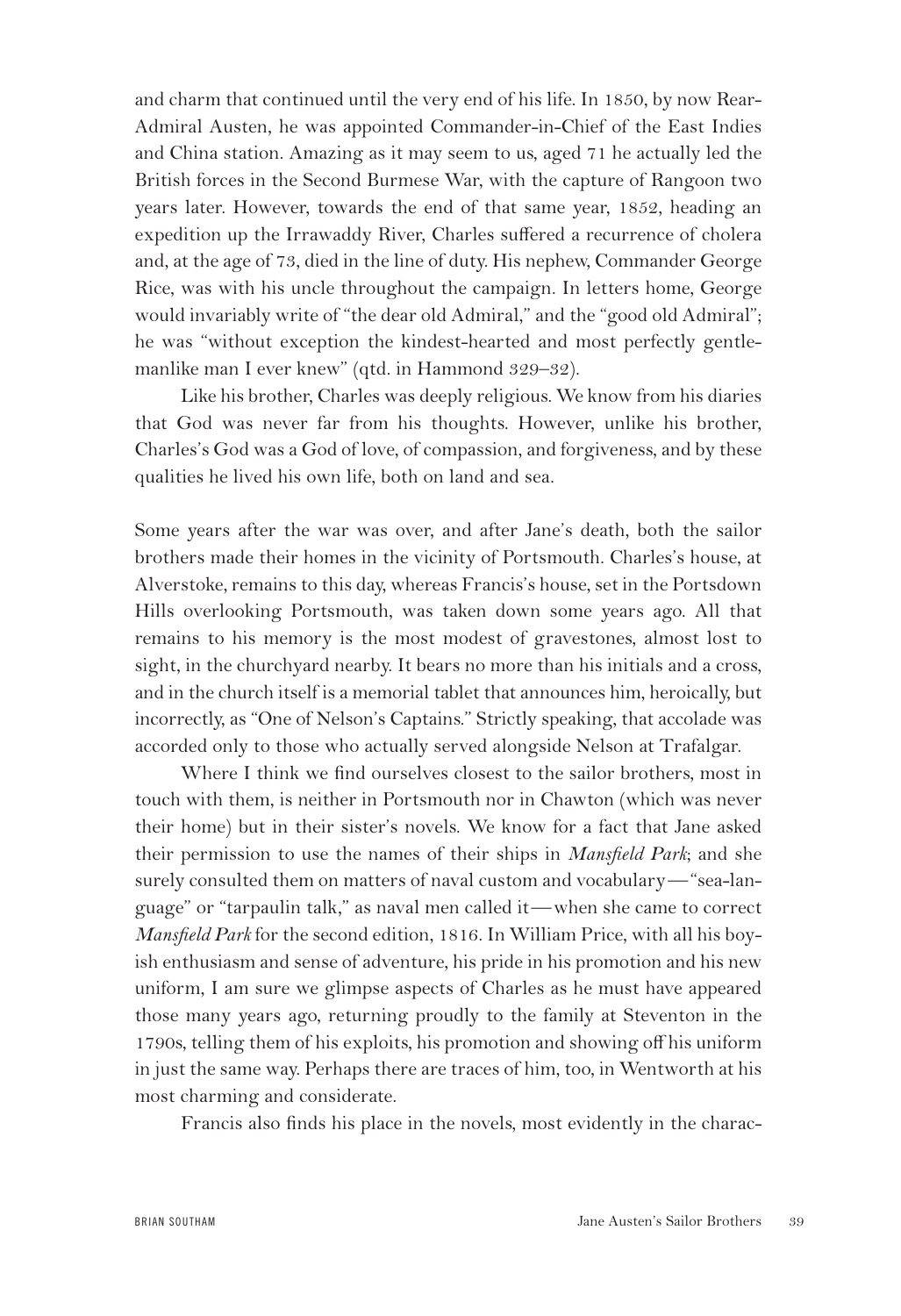and charm that continued until the very end of his life. In 1850, by now Rear-Admiral Austen, he was appointed Commander-in-Chief of the East Indies and China station. Amazing as it may seem to us, aged 71 he actually led the British forces in the Second Burmese War, with the capture of Rangoon two years later. However, towards the end of that same year, 1852, heading an expedition up the Irrawaddy River, Charles suffered a recurrence of cholera and, at the age of 73, died in the line of duty. His nephew, Commander George Rice, was with his uncle throughout the campaign. In letters home, George would invariably write of "the dear old Admiral," and the "good old Admiral"; he was "without exception the kindest-hearted and most perfectly gentlemanlike man I ever knew" (qtd. in Hammond 329–32).

Like his brother, Charles was deeply religious. We know from his diaries that God was never far from his thoughts. However, unlike his brother, Charles's God was a God of love, of compassion, and forgiveness, and by these qualities he lived his own life, both on land and sea.

Some years after the war was over, and after Jane's death, both the sailor brothers made their homes in the vicinity of Portsmouth. Charles's house, at Alverstoke, remains to this day, whereas Francis's house, set in the Portsdown Hills overlooking Portsmouth, was taken down some years ago. All that remains to his memory is the most modest of gravestones, almost lost to sight, in the churchyard nearby. It bears no more than his initials and a cross, and in the church itself is a memorial tablet that announces him, heroically, but incorrectly, as "One of Nelson's Captains." Strictly speaking, that accolade was accorded only to those who actually served alongside Nelson at Trafalgar.

Where I think we find ourselves closest to the sailor brothers, most in touch with them, is neither in Portsmouth nor in Chawton (which was never their home) but in their sister's novels. We know for a fact that Jane asked their permission to use the names of their ships in *Mansfield Park*; and she surely consulted them on matters of naval custom and vocabulary—"sea-language" or "tarpaulin talk," as naval men called it—when she came to correct *Mansfield Park* for the second edition, 1816. In William Price, with all his boyish enthusiasm and sense of adventure, his pride in his promotion and his new uniform, I am sure we glimpse aspects of Charles as he must have appeared those many years ago, returning proudly to the family at Steventon in the 1790s, telling them of his exploits, his promotion and showing off his uniform in just the same way. Perhaps there are traces of him, too, in Wentworth at his most charming and considerate.

Francis also finds his place in the novels, most evidently in the charac-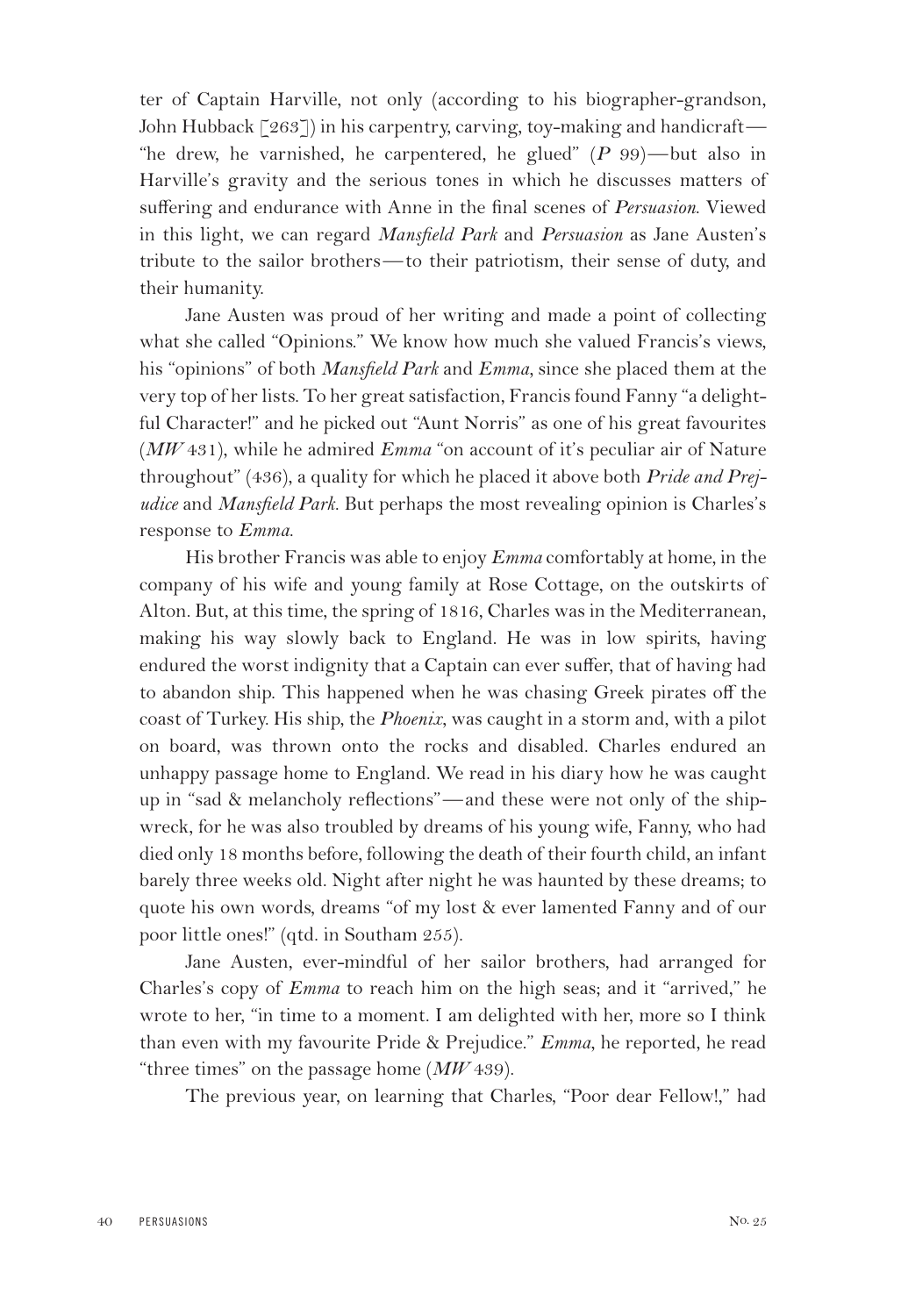ter of Captain Harville, not only (according to his biographer-grandson, John Hubback [263]) in his carpentry, carving, toy-making and handicraft—"he drew, he varnished, he carpentered, he glued" (*P* 99)—but also in Harville's gravity and the serious tones in which he discusses matters of suffering and endurance with Anne in the final scenes of *Persuasion.* Viewed in this light, we can regard *Mansfield Park* and *Persuasion* as Jane Austen's tribute to the sailor brothers—to their patriotism, their sense of duty, and their humanity.

Jane Austen was proud of her writing and made a point of collecting what she called "Opinions." We know how much she valued Francis's views, his "opinions" of both *Mansfield Park* and *Emma*, since she placed them at the very top of her lists. To her great satisfaction, Francis found Fanny "a delightful Character!" and he picked out "Aunt Norris" as one of his great favourites (*MW* 431), while he admired *Emma* "on account of it's peculiar air of Nature throughout" (436), a quality for which he placed it above both *Pride and Prejudice* and *Mansfield Park.* But perhaps the most revealing opinion is Charles's response to *Emma.*

His brother Francis was able to enjoy *Emma* comfortably at home, in the company of his wife and young family at Rose Cottage, on the outskirts of Alton. But, at this time, the spring of 1816, Charles was in the Mediterranean, making his way slowly back to England. He was in low spirits, having endured the worst indignity that a Captain can ever suffer, that of having had to abandon ship. This happened when he was chasing Greek pirates off the coast of Turkey. His ship, the *Phoenix*, was caught in a storm and, with a pilot on board, was thrown onto the rocks and disabled. Charles endured an unhappy passage home to England. We read in his diary how he was caught up in "sad & melancholy reflections"—and these were not only of the shipwreck, for he was also troubled by dreams of his young wife, Fanny, who had died only 18 months before, following the death of their fourth child, an infant barely three weeks old. Night after night he was haunted by these dreams; to quote his own words, dreams "of my lost & ever lamented Fanny and of our poor little ones!" (qtd. in Southam 255).

Jane Austen, ever-mindful of her sailor brothers, had arranged for Charles's copy of *Emma* to reach him on the high seas; and it "arrived," he wrote to her, "in time to a moment. I am delighted with her, more so I think than even with my favourite Pride & Prejudice." *Emma*, he reported, he read "three times" on the passage home (*MW* 439).

The previous year, on learning that Charles, "Poor dear Fellow!," had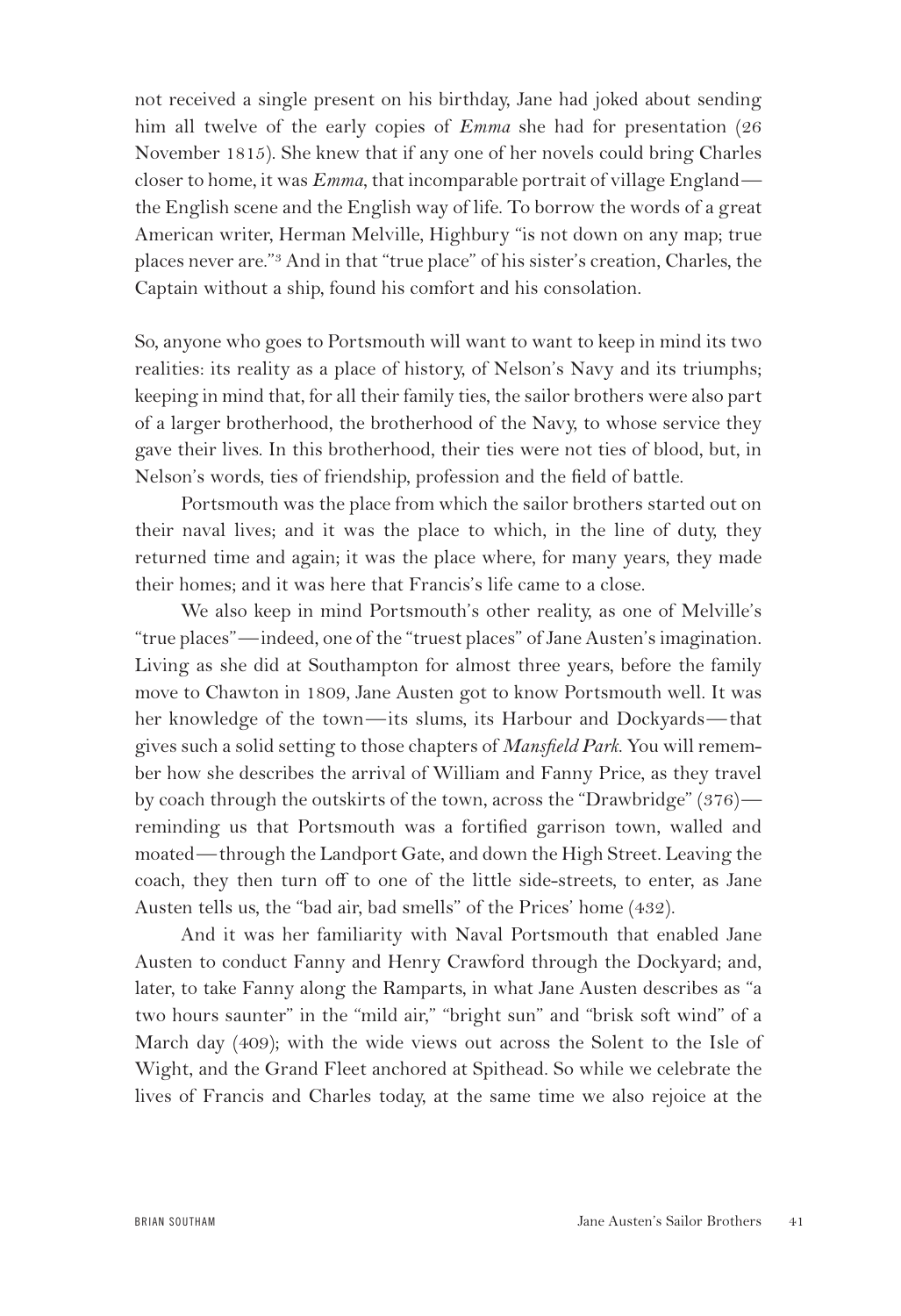not received a single present on his birthday, Jane had joked about sending him all twelve of the early copies of *Emma* she had for presentation (26 November 1815). She knew that if any one of her novels could bring Charles closer to home, it was *Emma*, that incomparable portrait of village England—the English scene and the English way of life. To borrow the words of a great American writer, Herman Melville, Highbury "is not down on any map; true places never are."[3] And in that "true place" of his sister's creation, Charles, the Captain without a ship, found his comfort and his consolation.

So, anyone who goes to Portsmouth will want to want to keep in mind its two realities: its reality as a place of history, of Nelson's Navy and its triumphs; keeping in mind that, for all their family ties, the sailor brothers were also part of a larger brotherhood, the brotherhood of the Navy, to whose service they gave their lives. In this brotherhood, their ties were not ties of blood, but, in Nelson's words, ties of friendship, profession and the field of battle.

Portsmouth was the place from which the sailor brothers started out on their naval lives; and it was the place to which, in the line of duty, they returned time and again; it was the place where, for many years, they made their homes; and it was here that Francis's life came to a close.

We also keep in mind Portsmouth's other reality, as one of Melville's "true places"—indeed, one of the "truest places" of Jane Austen's imagination. Living as she did at Southampton for almost three years, before the family move to Chawton in 1809, Jane Austen got to know Portsmouth well. It was her knowledge of the town—its slums, its Harbour and Dockyards—that gives such a solid setting to those chapters of *Mansfield Park*. You will remember how she describes the arrival of William and Fanny Price, as they travel by coach through the outskirts of the town, across the "Drawbridge" (376)—reminding us that Portsmouth was a fortified garrison town, walled and moated—through the Landport Gate, and down the High Street. Leaving the coach, they then turn off to one of the little side-streets, to enter, as Jane Austen tells us, the "bad air, bad smells" of the Prices' home (432).

And it was her familiarity with Naval Portsmouth that enabled Jane Austen to conduct Fanny and Henry Crawford through the Dockyard; and, later, to take Fanny along the Ramparts, in what Jane Austen describes as "a two hours saunter" in the "mild air," "bright sun" and "brisk soft wind" of a March day (409); with the wide views out across the Solent to the Isle of Wight, and the Grand Fleet anchored at Spithead. So while we celebrate the lives of Francis and Charles today, at the same time we also rejoice at the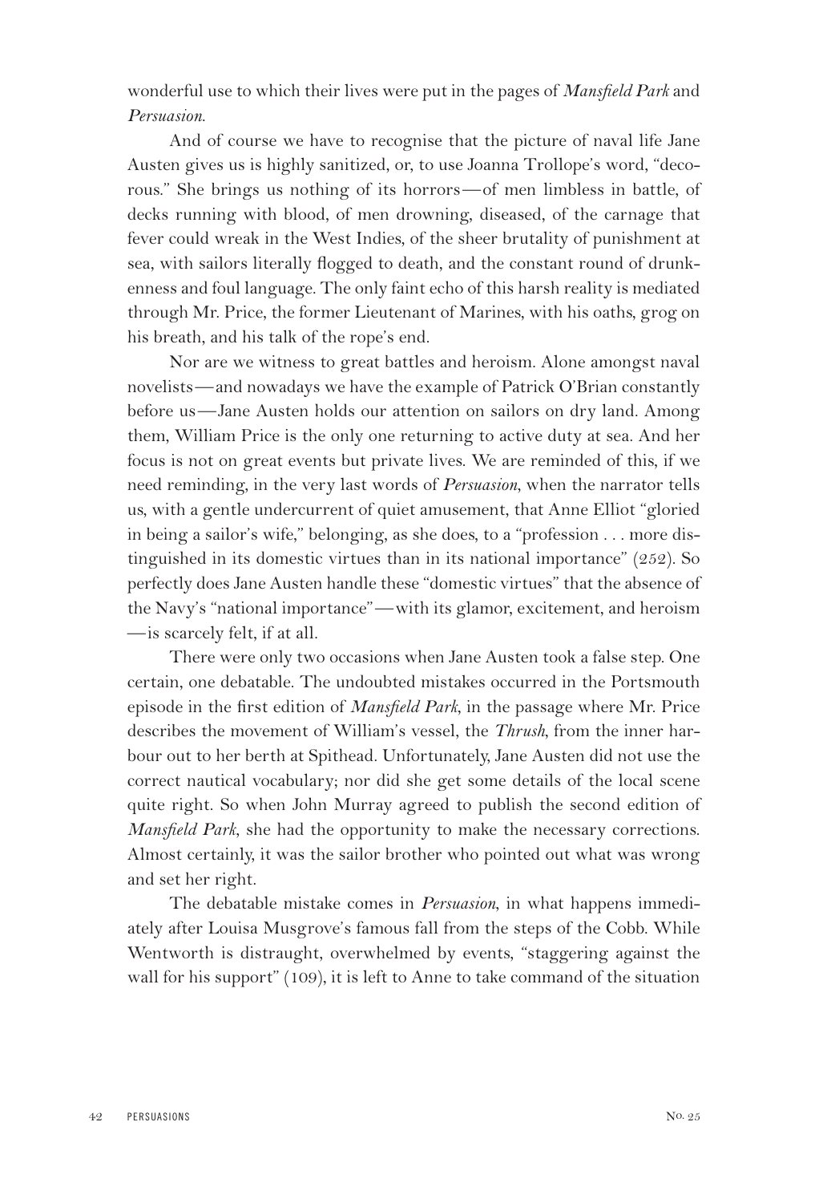wonderful use to which their lives were put in the pages of *Mansfield Park* and *Persuasion*.

And of course we have to recognise that the picture of naval life Jane Austen gives us is highly sanitized, or, to use Joanna Trollope's word, "decorous." She brings us nothing of its horrors—of men limbless in battle, of decks running with blood, of men drowning, diseased, of the carnage that fever could wreak in the West Indies, of the sheer brutality of punishment at sea, with sailors literally flogged to death, and the constant round of drunkenness and foul language. The only faint echo of this harsh reality is mediated through Mr. Price, the former Lieutenant of Marines, with his oaths, grog on his breath, and his talk of the rope's end.

Nor are we witness to great battles and heroism. Alone amongst naval novelists—and nowadays we have the example of Patrick O'Brian constantly before us—Jane Austen holds our attention on sailors on dry land. Among them, William Price is the only one returning to active duty at sea. And her focus is not on great events but private lives. We are reminded of this, if we need reminding, in the very last words of *Persuasion*, when the narrator tells us, with a gentle undercurrent of quiet amusement, that Anne Elliot "gloried in being a sailor's wife," belonging, as she does, to a "profession . . . more distinguished in its domestic virtues than in its national importance" (252). So perfectly does Jane Austen handle these "domestic virtues" that the absence of the Navy's "national importance"—with its glamor, excitement, and heroism—is scarcely felt, if at all.

There were only two occasions when Jane Austen took a false step. One certain, one debatable. The undoubted mistakes occurred in the Portsmouth episode in the first edition of *Mansfield Park*, in the passage where Mr. Price describes the movement of William's vessel, the *Thrush*, from the inner harbour out to her berth at Spithead. Unfortunately, Jane Austen did not use the correct nautical vocabulary; nor did she get some details of the local scene quite right. So when John Murray agreed to publish the second edition of *Mansfield Park*, she had the opportunity to make the necessary corrections. Almost certainly, it was the sailor brother who pointed out what was wrong and set her right.

The debatable mistake comes in *Persuasion*, in what happens immediately after Louisa Musgrove's famous fall from the steps of the Cobb. While Wentworth is distraught, overwhelmed by events, "staggering against the wall for his support" (109), it is left to Anne to take command of the situation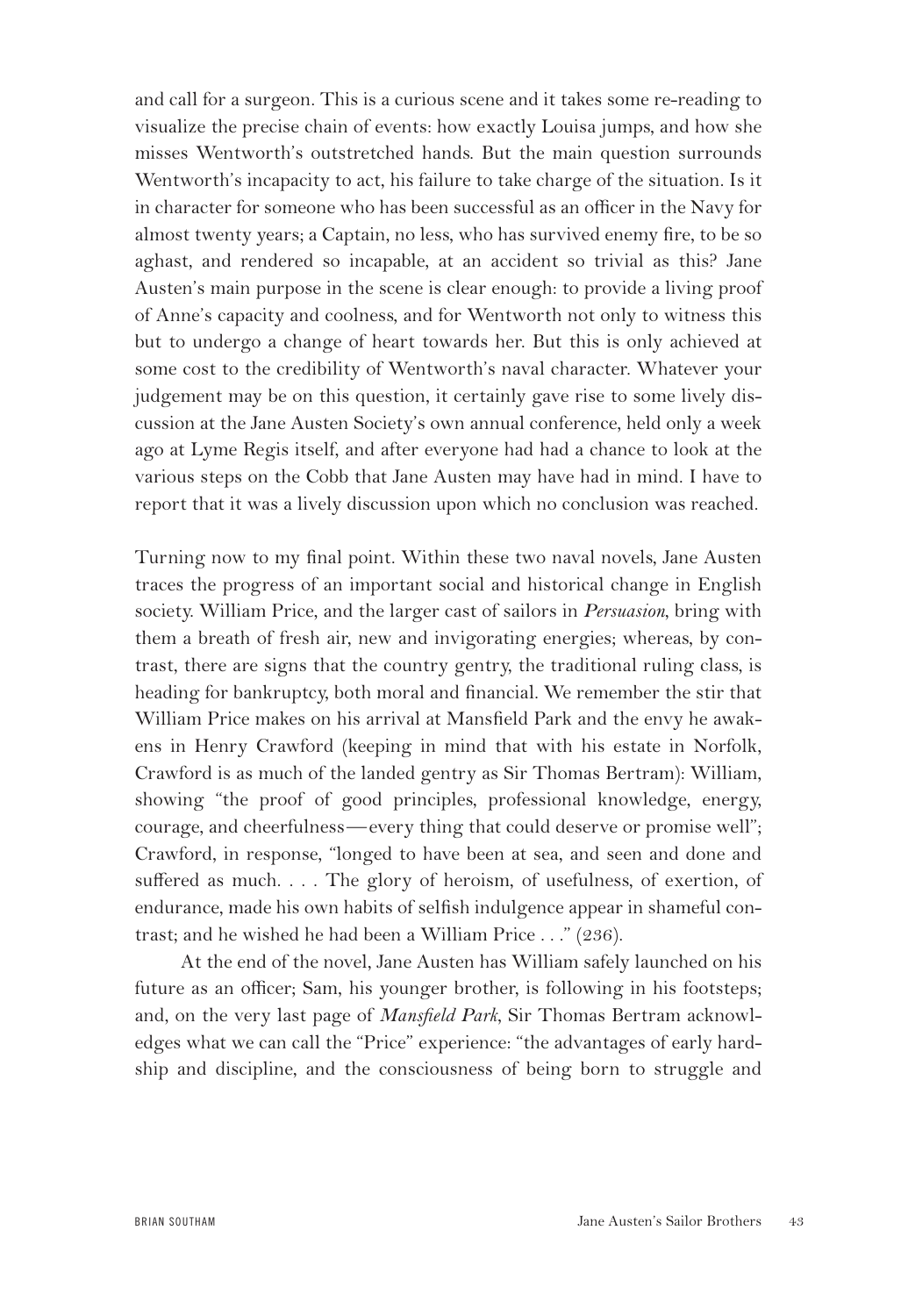and call for a surgeon. This is a curious scene and it takes some re-reading to visualize the precise chain of events: how exactly Louisa jumps, and how she misses Wentworth's outstretched hands. But the main question surrounds Wentworth's incapacity to act, his failure to take charge of the situation. Is it in character for someone who has been successful as an officer in the Navy for almost twenty years; a Captain, no less, who has survived enemy fire, to be so aghast, and rendered so incapable, at an accident so trivial as this? Jane Austen's main purpose in the scene is clear enough: to provide a living proof of Anne's capacity and coolness, and for Wentworth not only to witness this but to undergo a change of heart towards her. But this is only achieved at some cost to the credibility of Wentworth's naval character. Whatever your judgement may be on this question, it certainly gave rise to some lively discussion at the Jane Austen Society's own annual conference, held only a week ago at Lyme Regis itself, and after everyone had had a chance to look at the various steps on the Cobb that Jane Austen may have had in mind. I have to report that it was a lively discussion upon which no conclusion was reached.

Turning now to my final point. Within these two naval novels, Jane Austen traces the progress of an important social and historical change in English society. William Price, and the larger cast of sailors in *Persuasion*, bring with them a breath of fresh air, new and invigorating energies; whereas, by contrast, there are signs that the country gentry, the traditional ruling class, is heading for bankruptcy, both moral and financial. We remember the stir that William Price makes on his arrival at Mansfield Park and the envy he awakens in Henry Crawford (keeping in mind that with his estate in Norfolk, Crawford is as much of the landed gentry as Sir Thomas Bertram): William, showing "the proof of good principles, professional knowledge, energy, courage, and cheerfulness—every thing that could deserve or promise well"; Crawford, in response, "longed to have been at sea, and seen and done and suffered as much. . . . The glory of heroism, of usefulness, of exertion, of endurance, made his own habits of selfish indulgence appear in shameful contrast; and he wished he had been a William Price . . ." (236).

At the end of the novel, Jane Austen has William safely launched on his future as an officer; Sam, his younger brother, is following in his footsteps; and, on the very last page of *Mansfield Park*, Sir Thomas Bertram acknowledges what we can call the "Price" experience: "the advantages of early hardship and discipline, and the consciousness of being born to struggle and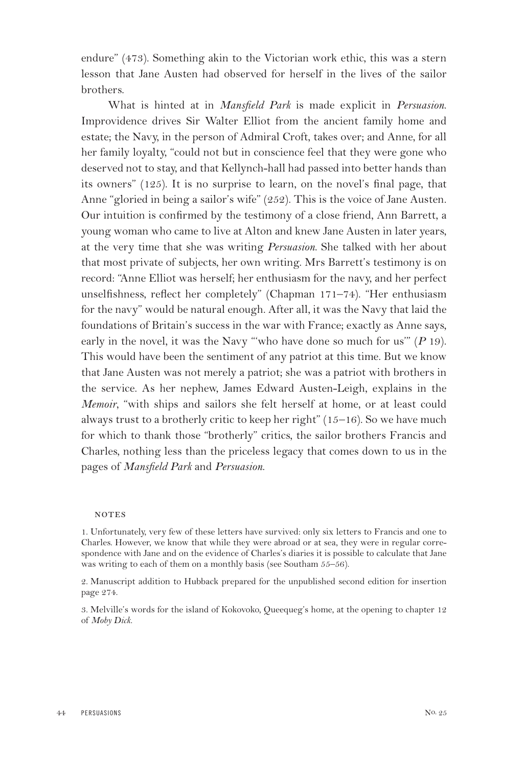endure" (473). Something akin to the Victorian work ethic, this was a stern lesson that Jane Austen had observed for herself in the lives of the sailor brothers.

What is hinted at in *Mansfield Park* is made explicit in *Persuasion*. Improvidence drives Sir Walter Elliot from the ancient family home and estate; the Navy, in the person of Admiral Croft, takes over; and Anne, for all her family loyalty, "could not but in conscience feel that they were gone who deserved not to stay, and that Kellynch-hall had passed into better hands than its owners" (125). It is no surprise to learn, on the novel's final page, that Anne "gloried in being a sailor's wife" (252). This is the voice of Jane Austen. Our intuition is confirmed by the testimony of a close friend, Ann Barrett, a young woman who came to live at Alton and knew Jane Austen in later years, at the very time that she was writing *Persuasion*. She talked with her about that most private of subjects, her own writing. Mrs Barrett's testimony is on record: "Anne Elliot was herself; her enthusiasm for the navy, and her perfect unselfishness, reflect her completely" (Chapman 171–74). "Her enthusiasm for the navy" would be natural enough. After all, it was the Navy that laid the foundations of Britain's success in the war with France; exactly as Anne says, early in the novel, it was the Navy "'who have done so much for us'" (*P* 19). This would have been the sentiment of any patriot at this time. But we know that Jane Austen was not merely a patriot; she was a patriot with brothers in the service. As her nephew, James Edward Austen-Leigh, explains in the *Memoir*, "with ships and sailors she felt herself at home, or at least could always trust to a brotherly critic to keep her right" (15–16). So we have much for which to thank those "brotherly" critics, the sailor brothers Francis and Charles, nothing less than the priceless legacy that comes down to us in the pages of *Mansfield Park* and *Persuasion*.

## NOTES

1. Unfortunately, very few of these letters have survived: only six letters to Francis and one to Charles. However, we know that while they were abroad or at sea, they were in regular correspondence with Jane and on the evidence of Charles's diaries it is possible to calculate that Jane was writing to each of them on a monthly basis (see Southam 55–56).

2. Manuscript addition to Hubback prepared for the unpublished second edition for insertion page 274.

3. Melville's words for the island of Kokovoko, Queequeg's home, at the opening to chapter 12 of *Moby Dick*.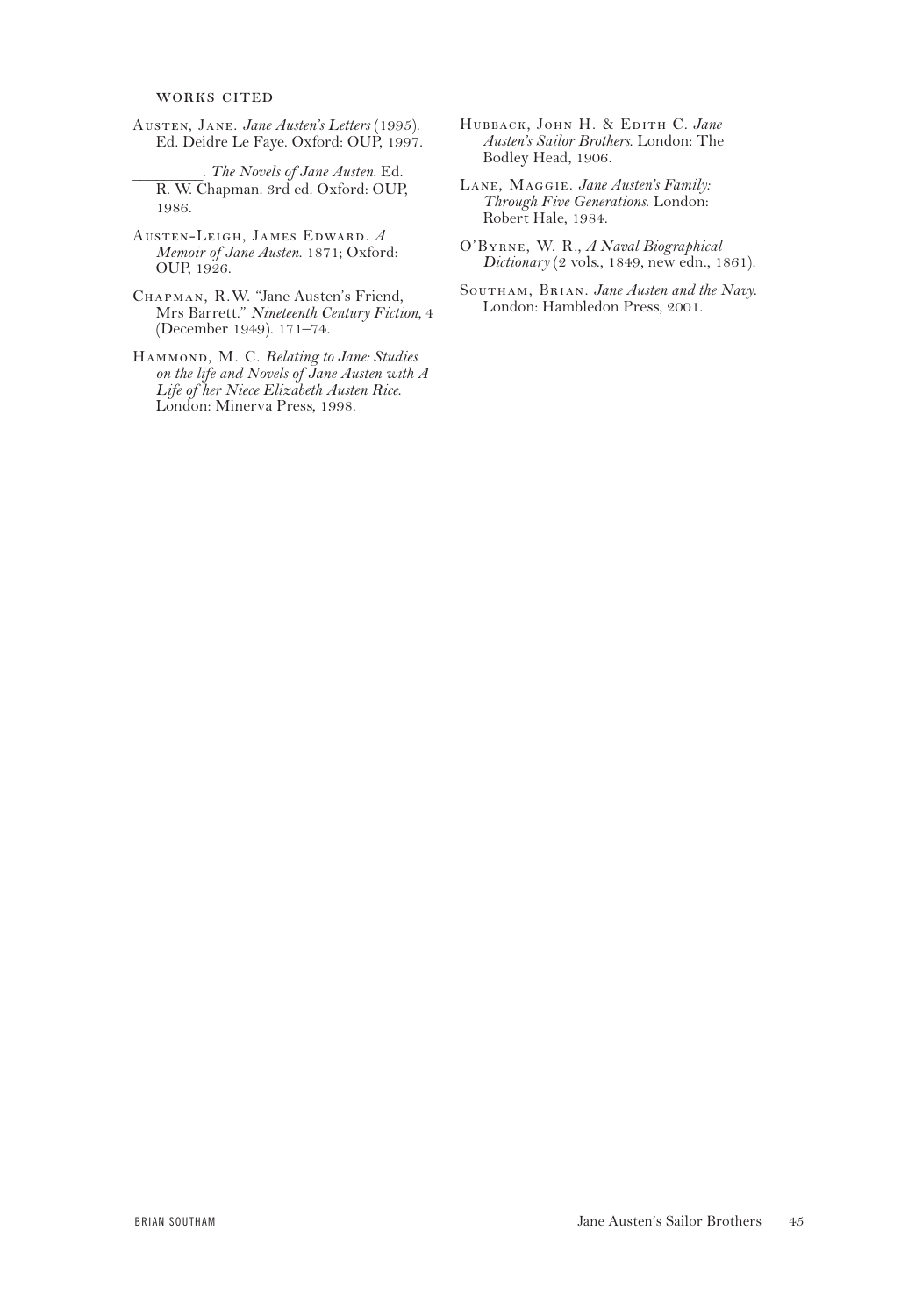## Works Cited

Austen, Jane. *Jane Austen's Letters* (1995). Ed. Deidre Le Faye. Oxford: OUP, 1997.

\_\_\_\_\_\_\_\_. *The Novels of Jane Austen*. Ed. R. W. Chapman. 3rd ed. Oxford: OUP, 1986.

Austen-Leigh, James Edward. *A Memoir of Jane Austen*. 1871; Oxford: OUP, 1926.

Chapman, R.W. "Jane Austen's Friend, Mrs Barrett." *Nineteenth Century Fiction*, 4 (December 1949). 171–74.

Hammond, M. C. *Relating to Jane: Studies on the life and Novels of Jane Austen with A Life of her Niece Elizabeth Austen Rice*. London: Minerva Press, 1998.

Hubback, John H. & Edith C. *Jane Austen's Sailor Brothers*. London: The Bodley Head, 1906.

Lane, Maggie. *Jane Austen's Family: Through Five Generations*. London: Robert Hale, 1984.

O'Byrne, W. R., *A Naval Biographical Dictionary* (2 vols., 1849, new edn., 1861).

Southam, Brian. *Jane Austen and the Navy*. London: Hambledon Press, 2001.